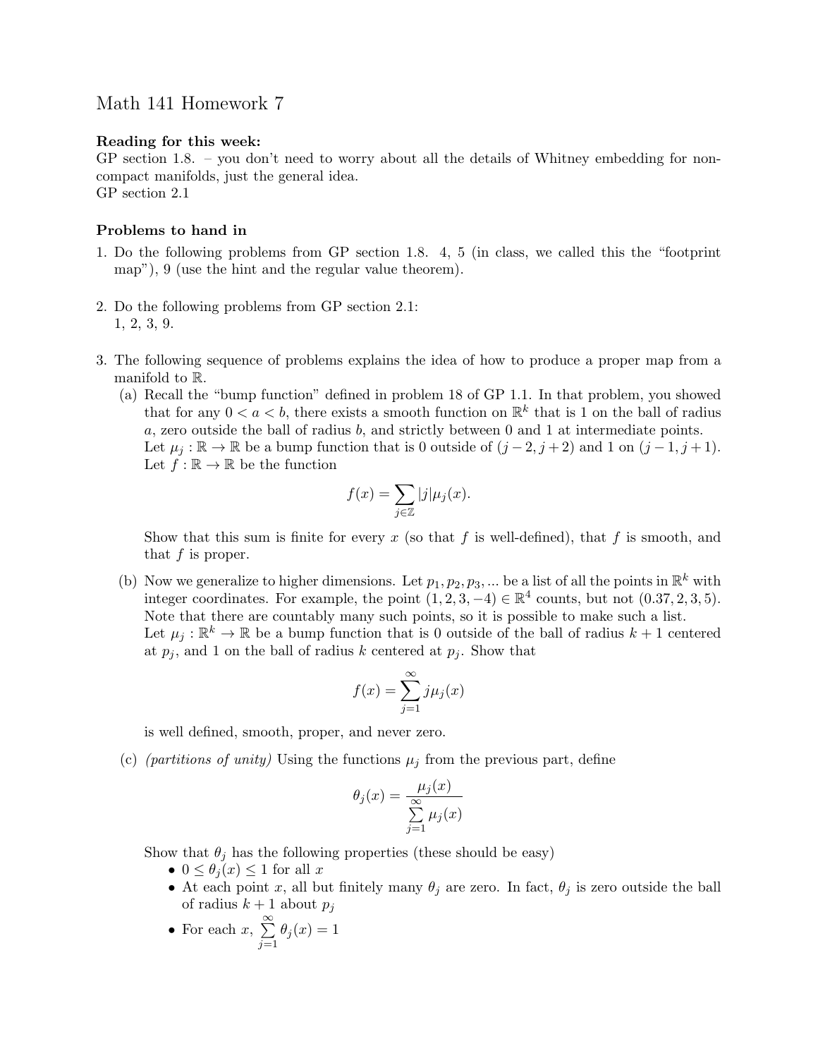# Math 141 Homework 7

**Reading for this week:**
GP section 1.8. – you don't need to worry about all the details of Whitney embedding for non-compact manifolds, just the general idea.
GP section 2.1

**Problems to hand in**

1. Do the following problems from GP section 1.8. 4, 5 (in class, we called this the "footprint map"), 9 (use the hint and the regular value theorem).

2. Do the following problems from GP section 2.1:
   1, 2, 3, 9.

3. The following sequence of problems explains the idea of how to produce a proper map from a manifold to $\mathbb{R}$.
   (a) Recall the "bump function" defined in problem 18 of GP 1.1. In that problem, you showed that for any $0 < a < b$, there exists a smooth function on $\mathbb{R}^k$ that is 1 on the ball of radius $a$, zero outside the ball of radius $b$, and strictly between 0 and 1 at intermediate points.
   Let $\mu_j : \mathbb{R} \to \mathbb{R}$ be a bump function that is 0 outside of $(j-2, j+2)$ and 1 on $(j-1, j+1)$. Let $f : \mathbb{R} \to \mathbb{R}$ be the function
   $$f(x) = \sum_{j \in \mathbb{Z}} |j| \mu_j(x).$$
   Show that this sum is finite for every $x$ (so that $f$ is well-defined), that $f$ is smooth, and that $f$ is proper.

   (b) Now we generalize to higher dimensions. Let $p_1, p_2, p_3, ...$ be a list of all the points in $\mathbb{R}^k$ with integer coordinates. For example, the point $(1, 2, 3, -4) \in \mathbb{R}^4$ counts, but not $(0.37, 2, 3, 5)$. Note that there are countably many such points, so it is possible to make such a list.
   Let $\mu_j : \mathbb{R}^k \to \mathbb{R}$ be a bump function that is 0 outside of the ball of radius $k+1$ centered at $p_j$, and 1 on the ball of radius $k$ centered at $p_j$. Show that
   $$f(x) = \sum_{j=1}^{\infty} j \mu_j(x)$$
   is well defined, smooth, proper, and never zero.

   (c) *(partitions of unity)* Using the functions $\mu_j$ from the previous part, define
   $$\theta_j(x) = \frac{\mu_j(x)}{\sum_{j=1}^{\infty} \mu_j(x)}$$
   Show that $\theta_j$ has the following properties (these should be easy)
   - $0 \leq \theta_j(x) \leq 1$ for all $x$
   - At each point $x$, all but finitely many $\theta_j$ are zero. In fact, $\theta_j$ is zero outside the ball of radius $k+1$ about $p_j$
   - For each $x$, $\sum_{j=1}^{\infty} \theta_j(x) = 1$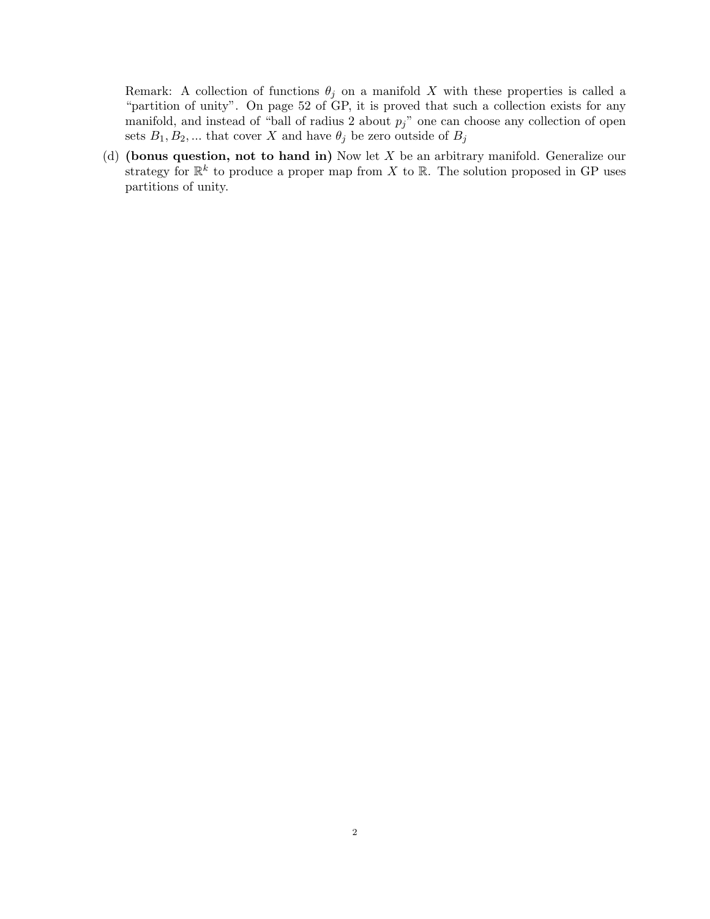Remark: A collection of functions $\theta_j$ on a manifold $X$ with these properties is called a "partition of unity". On page 52 of GP, it is proved that such a collection exists for any manifold, and instead of "ball of radius 2 about $p_j$" one can choose any collection of open sets $B_1, B_2, ...$ that cover $X$ and have $\theta_j$ be zero outside of $B_j$

(d) **(bonus question, not to hand in)** Now let $X$ be an arbitrary manifold. Generalize our strategy for $\mathbb{R}^k$ to produce a proper map from $X$ to $\mathbb{R}$. The solution proposed in GP uses partitions of unity.